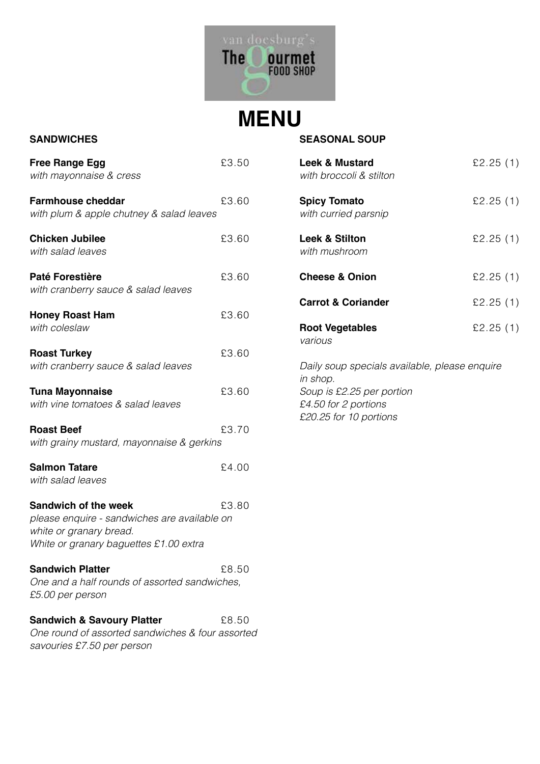van doesburg's The Gourmet FOOD SHOP

# MENU

## SANDWICHES

**Free Range Egg** £3.50
*with mayonnaise & cress*

**Farmhouse cheddar** £3.60
*with plum & apple chutney & salad leaves*

**Chicken Jubilee** £3.60
*with salad leaves*

**Paté Forestière** £3.60
*with cranberry sauce & salad leaves*

**Honey Roast Ham** £3.60
*with coleslaw*

**Roast Turkey** £3.60
*with cranberry sauce & salad leaves*

**Tuna Mayonnaise** £3.60
*with vine tomatoes & salad leaves*

**Roast Beef** £3.70
*with grainy mustard, mayonnaise & gerkins*

**Salmon Tatare** £4.00
*with salad leaves*

**Sandwich of the week** £3.80
*please enquire - sandwiches are available on white or granary bread.*
*White or granary baguettes £1.00 extra*

**Sandwich Platter** £8.50
*One and a half rounds of assorted sandwiches, £5.00 per person*

**Sandwich & Savoury Platter** £8.50
*One round of assorted sandwiches & four assorted savouries £7.50 per person*

## SEASONAL SOUP

**Leek & Mustard** £2.25 (1)
*with broccoli & stilton*

**Spicy Tomato** £2.25 (1)
*with curried parsnip*

**Leek & Stilton** £2.25 (1)
*with mushroom*

**Cheese & Onion** £2.25 (1)

**Carrot & Coriander** £2.25 (1)

**Root Vegetables** £2.25 (1)
*various*

*Daily soup specials available, please enquire in shop.*
*Soup is £2.25 per portion*
*£4.50 for 2 portions*
*£20.25 for 10 portions*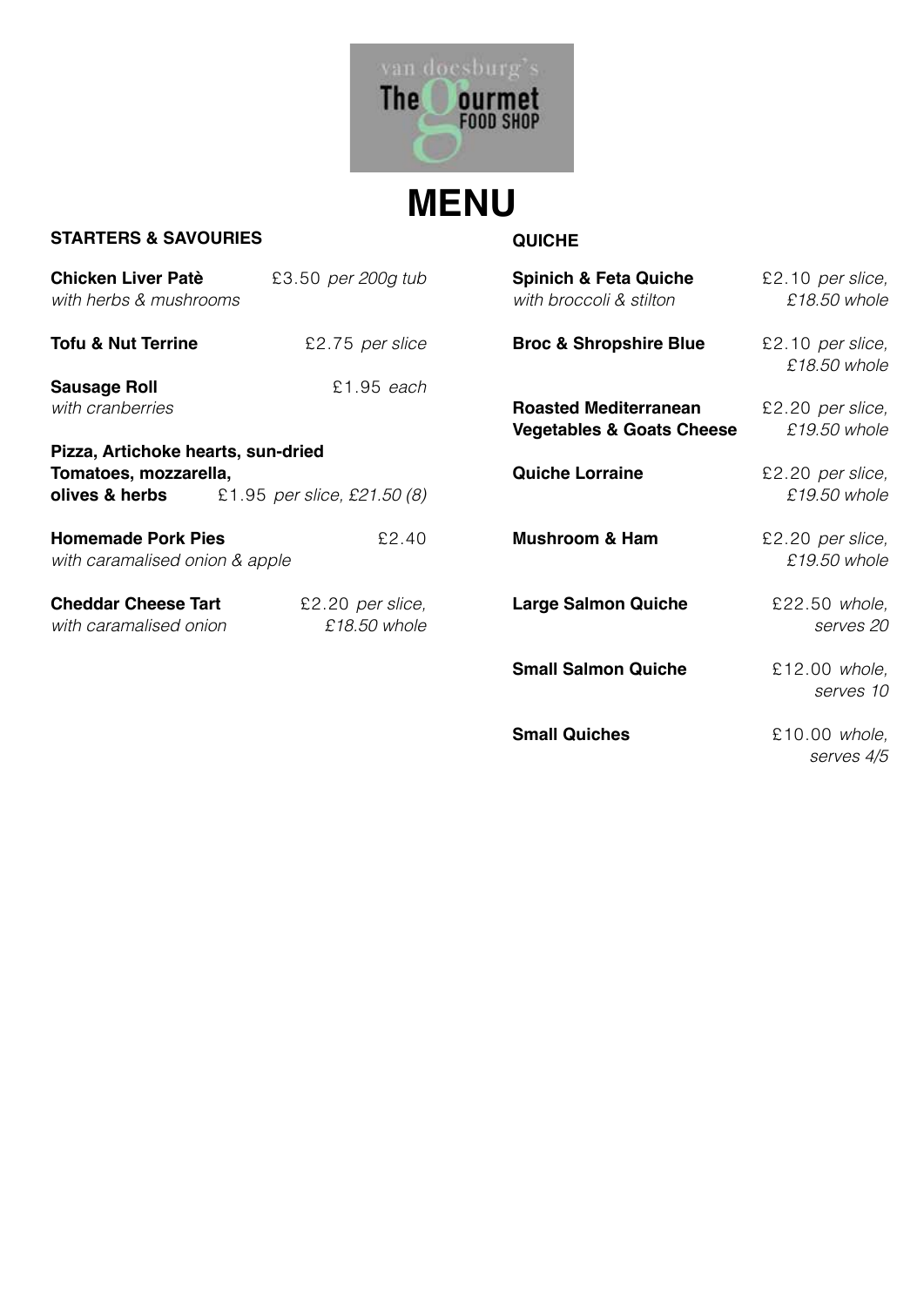van doesburg's The Gourmet FOOD SHOP

# MENU

## STARTERS & SAVOURIES

**Chicken Liver Patè** £3.50 *per 200g tub*
*with herbs & mushrooms*

**Tofu & Nut Terrine** £2.75 *per slice*

**Sausage Roll** £1.95 *each*
*with cranberries*

**Pizza, Artichoke hearts, sun-dried Tomatoes, mozzarella, olives & herbs** £1.95 *per slice, £21.50 (8)*

**Homemade Pork Pies** £2.40
*with caramalised onion & apple*

**Cheddar Cheese Tart** £2.20 *per slice, £18.50 whole*
*with caramalised onion*

## QUICHE

**Spinich & Feta Quiche** £2.10 *per slice, £18.50 whole*
*with broccoli & stilton*

**Broc & Shropshire Blue** £2.10 *per slice, £18.50 whole*

**Roasted Mediterranean Vegetables & Goats Cheese** £2.20 *per slice, £19.50 whole*

**Quiche Lorraine** £2.20 *per slice, £19.50 whole*

**Mushroom & Ham** £2.20 *per slice, £19.50 whole*

**Large Salmon Quiche** £22.50 *whole, serves 20*

**Small Salmon Quiche** £12.00 *whole, serves 10*

**Small Quiches** £10.00 *whole, serves 4/5*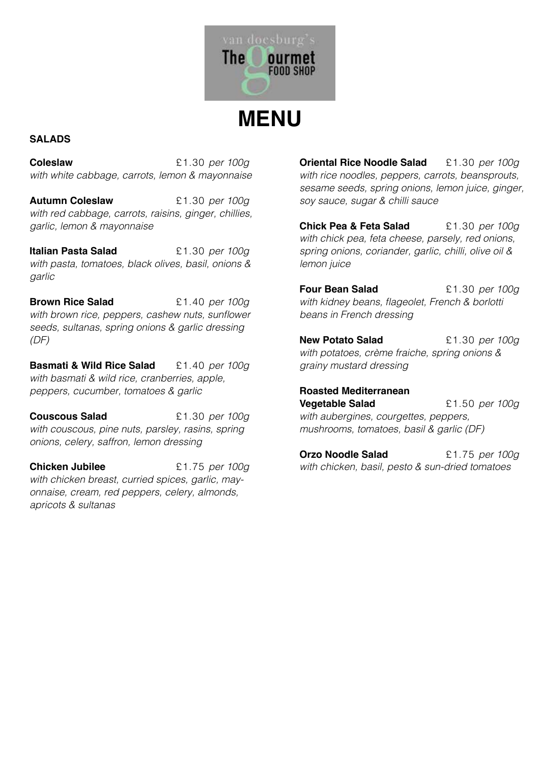van doesburg's The Gourmet FOOD SHOP

# MENU

## SALADS

**Coleslaw** £1.30 *per 100g*
*with white cabbage, carrots, lemon & mayonnaise*

**Autumn Coleslaw** £1.30 *per 100g*
*with red cabbage, carrots, raisins, ginger, chillies, garlic, lemon & mayonnaise*

**Italian Pasta Salad** £1.30 *per 100g*
*with pasta, tomatoes, black olives, basil, onions & garlic*

**Brown Rice Salad** £1.40 *per 100g*
*with brown rice, peppers, cashew nuts, sunflower seeds, sultanas, spring onions & garlic dressing (DF)*

**Basmati & Wild Rice Salad** £1.40 *per 100g*
*with basmati & wild rice, cranberries, apple, peppers, cucumber, tomatoes & garlic*

**Couscous Salad** £1.30 *per 100g*
*with couscous, pine nuts, parsley, rasins, spring onions, celery, saffron, lemon dressing*

**Chicken Jubilee** £1.75 *per 100g*
*with chicken breast, curried spices, garlic, mayonnaise, cream, red peppers, celery, almonds, apricots & sultanas*

**Oriental Rice Noodle Salad** £1.30 *per 100g*
*with rice noodles, peppers, carrots, beansprouts, sesame seeds, spring onions, lemon juice, ginger, soy sauce, sugar & chilli sauce*

**Chick Pea & Feta Salad** £1.30 *per 100g*
*with chick pea, feta cheese, parsely, red onions, spring onions, coriander, garlic, chilli, olive oil & lemon juice*

**Four Bean Salad** £1.30 *per 100g*
*with kidney beans, flageolet, French & borlotti beans in French dressing*

**New Potato Salad** £1.30 *per 100g*
*with potatoes, crème fraiche, spring onions & grainy mustard dressing*

**Roasted Mediterranean Vegetable Salad** £1.50 *per 100g*
*with aubergines, courgettes, peppers, mushrooms, tomatoes, basil & garlic (DF)*

**Orzo Noodle Salad** £1.75 *per 100g*
*with chicken, basil, pesto & sun-dried tomatoes*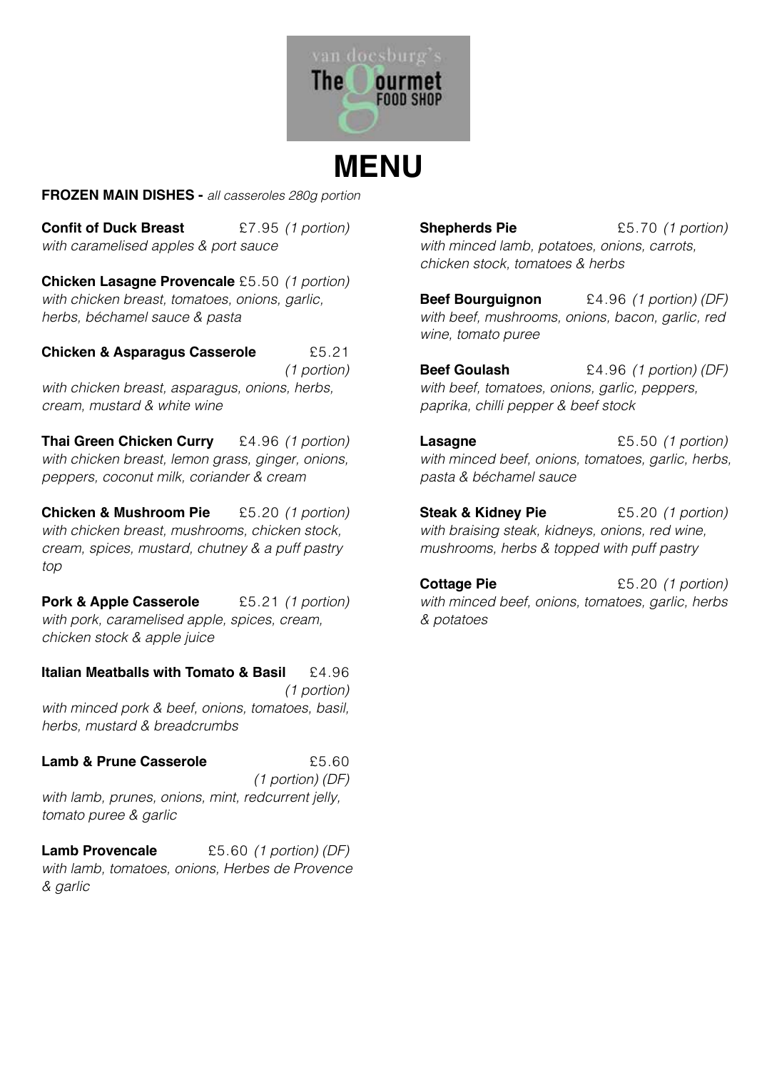van doesburg's The Gourmet FOOD SHOP

# MENU

**FROZEN MAIN DISHES -** *all casseroles 280g portion*

**Confit of Duck Breast** £7.95 *(1 portion)*
*with caramelised apples & port sauce*

**Chicken Lasagne Provencale** £5.50 *(1 portion)*
*with chicken breast, tomatoes, onions, garlic, herbs, béchamel sauce & pasta*

**Chicken & Asparagus Casserole** £5.21 *(1 portion)*
*with chicken breast, asparagus, onions, herbs, cream, mustard & white wine*

**Thai Green Chicken Curry** £4.96 *(1 portion)*
*with chicken breast, lemon grass, ginger, onions, peppers, coconut milk, coriander & cream*

**Chicken & Mushroom Pie** £5.20 *(1 portion)*
*with chicken breast, mushrooms, chicken stock, cream, spices, mustard, chutney & a puff pastry top*

**Pork & Apple Casserole** £5.21 *(1 portion)*
*with pork, caramelised apple, spices, cream, chicken stock & apple juice*

**Italian Meatballs with Tomato & Basil** £4.96 *(1 portion)*
*with minced pork & beef, onions, tomatoes, basil, herbs, mustard & breadcrumbs*

**Lamb & Prune Casserole** £5.60 *(1 portion) (DF)*
*with lamb, prunes, onions, mint, redcurrent jelly, tomato puree & garlic*

**Lamb Provencale** £5.60 *(1 portion) (DF)*
*with lamb, tomatoes, onions, Herbes de Provence & garlic*

**Shepherds Pie** £5.70 *(1 portion)*
*with minced lamb, potatoes, onions, carrots, chicken stock, tomatoes & herbs*

**Beef Bourguignon** £4.96 *(1 portion) (DF)*
*with beef, mushrooms, onions, bacon, garlic, red wine, tomato puree*

**Beef Goulash** £4.96 *(1 portion) (DF)*
*with beef, tomatoes, onions, garlic, peppers, paprika, chilli pepper & beef stock*

**Lasagne** £5.50 *(1 portion)*
*with minced beef, onions, tomatoes, garlic, herbs, pasta & béchamel sauce*

**Steak & Kidney Pie** £5.20 *(1 portion)*
*with braising steak, kidneys, onions, red wine, mushrooms, herbs & topped with puff pastry*

**Cottage Pie** £5.20 *(1 portion)*
*with minced beef, onions, tomatoes, garlic, herbs & potatoes*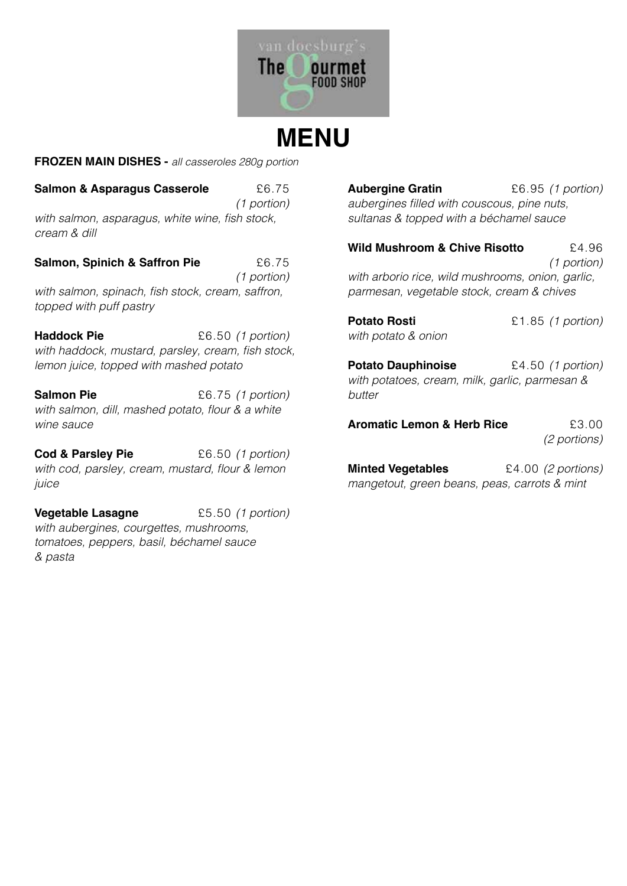van doesburg's The Gourmet FOOD SHOP

# MENU

**FROZEN MAIN DISHES -** *all casseroles 280g portion*

**Salmon & Asparagus Casserole** £6.75 *(1 portion)*
*with salmon, asparagus, white wine, fish stock, cream & dill*

**Salmon, Spinich & Saffron Pie** £6.75 *(1 portion)*
*with salmon, spinach, fish stock, cream, saffron, topped with puff pastry*

**Haddock Pie** £6.50 *(1 portion)*
*with haddock, mustard, parsley, cream, fish stock, lemon juice, topped with mashed potato*

**Salmon Pie** £6.75 *(1 portion)*
*with salmon, dill, mashed potato, flour & a white wine sauce*

**Cod & Parsley Pie** £6.50 *(1 portion)*
*with cod, parsley, cream, mustard, flour & lemon juice*

**Vegetable Lasagne** £5.50 *(1 portion)*
*with aubergines, courgettes, mushrooms, tomatoes, peppers, basil, béchamel sauce & pasta*

**Aubergine Gratin** £6.95 *(1 portion)*
*aubergines filled with couscous, pine nuts, sultanas & topped with a béchamel sauce*

**Wild Mushroom & Chive Risotto** £4.96 *(1 portion)*
*with arborio rice, wild mushrooms, onion, garlic, parmesan, vegetable stock, cream & chives*

**Potato Rosti** £1.85 *(1 portion)*
*with potato & onion*

**Potato Dauphinoise** £4.50 *(1 portion)*
*with potatoes, cream, milk, garlic, parmesan & butter*

**Aromatic Lemon & Herb Rice** £3.00 *(2 portions)*

**Minted Vegetables** £4.00 *(2 portions)*
*mangetout, green beans, peas, carrots & mint*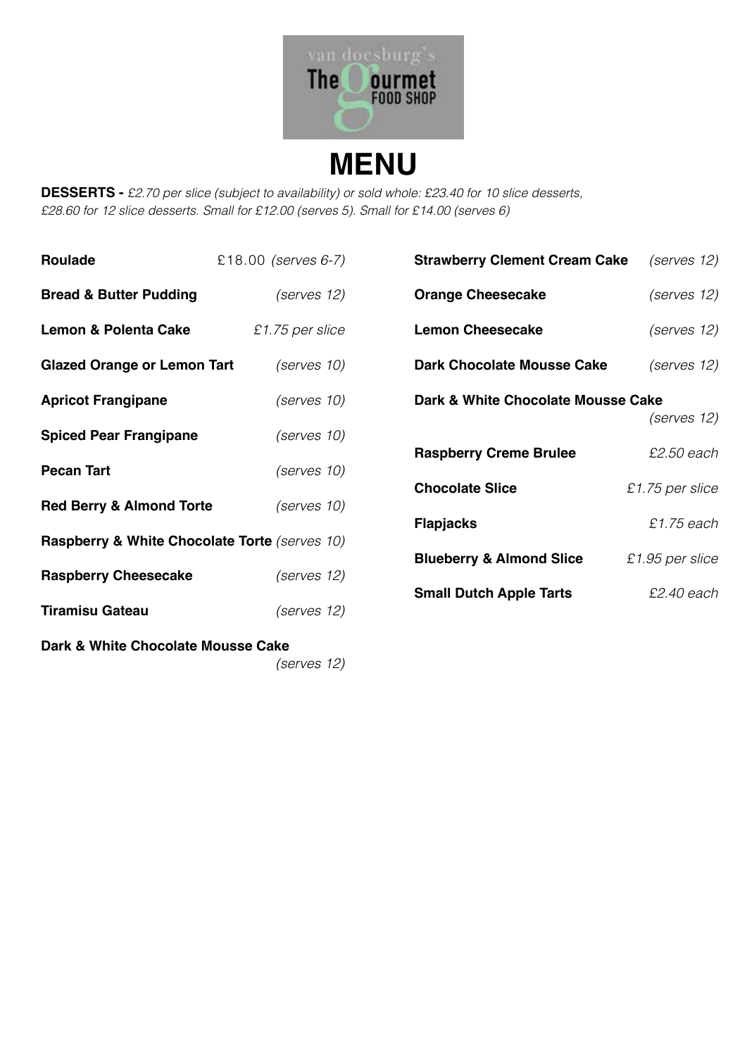van doesburg's
The gourmet FOOD SHOP

# MENU

**DESSERTS -** *£2.70 per slice (subject to availability) or sold whole: £23.40 for 10 slice desserts, £28.60 for 12 slice desserts. Small for £12.00 (serves 5). Small for £14.00 (serves 6)*

| | |
|---|---|
| **Roulade** | £18.00 *(serves 6-7)* |
| **Bread & Butter Pudding** | *(serves 12)* |
| **Lemon & Polenta Cake** | *£1.75 per slice* |
| **Glazed Orange or Lemon Tart** | *(serves 10)* |
| **Apricot Frangipane** | *(serves 10)* |
| **Spiced Pear Frangipane** | *(serves 10)* |
| **Pecan Tart** | *(serves 10)* |
| **Red Berry & Almond Torte** | *(serves 10)* |
| **Raspberry & White Chocolate Torte** | *(serves 10)* |
| **Raspberry Cheesecake** | *(serves 12)* |
| **Tiramisu Gateau** | *(serves 12)* |
| **Dark & White Chocolate Mousse Cake** | *(serves 12)* |
| **Strawberry Clement Cream Cake** | *(serves 12)* |
| **Orange Cheesecake** | *(serves 12)* |
| **Lemon Cheesecake** | *(serves 12)* |
| **Dark Chocolate Mousse Cake** | *(serves 12)* |
| **Dark & White Chocolate Mousse Cake** | *(serves 12)* |
| **Raspberry Creme Brulee** | *£2.50 each* |
| **Chocolate Slice** | *£1.75 per slice* |
| **Flapjacks** | *£1.75 each* |
| **Blueberry & Almond Slice** | *£1.95 per slice* |
| **Small Dutch Apple Tarts** | *£2.40 each* |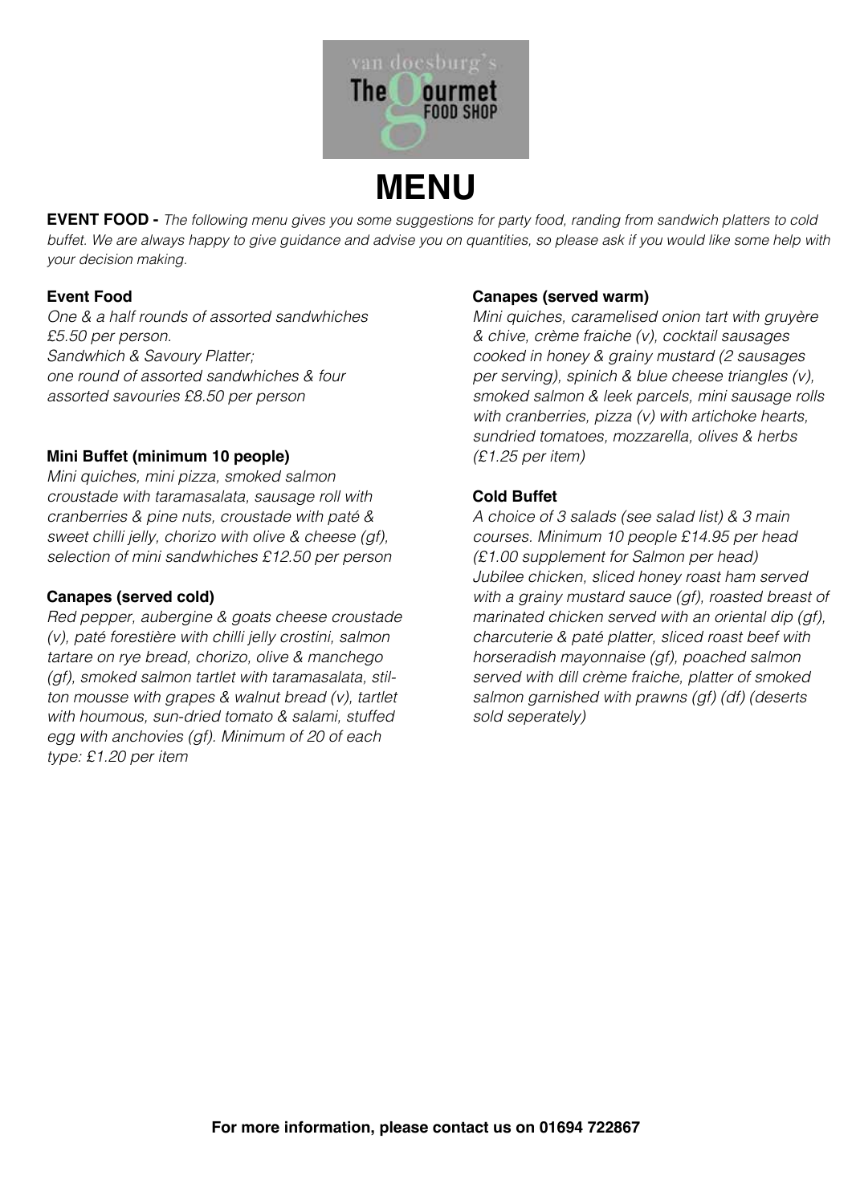van doesburg's The Gourmet FOOD SHOP

# MENU

**EVENT FOOD -** *The following menu gives you some suggestions for party food, randing from sandwich platters to cold buffet. We are always happy to give guidance and advise you on quantities, so please ask if you would like some help with your decision making.*

### Event Food

*One & a half rounds of assorted sandwhiches £5.50 per person.*
*Sandwhich & Savoury Platter; one round of assorted sandwhiches & four assorted savouries £8.50 per person*

### Mini Buffet (minimum 10 people)

*Mini quiches, mini pizza, smoked salmon croustade with taramasalata, sausage roll with cranberries & pine nuts, croustade with paté & sweet chilli jelly, chorizo with olive & cheese (gf), selection of mini sandwhiches £12.50 per person*

### Canapes (served cold)

*Red pepper, aubergine & goats cheese croustade (v), paté forestière with chilli jelly crostini, salmon tartare on rye bread, chorizo, olive & manchego (gf), smoked salmon tartlet with taramasalata, stilton mousse with grapes & walnut bread (v), tartlet with houmous, sun-dried tomato & salami, stuffed egg with anchovies (gf). Minimum of 20 of each type: £1.20 per item*

### Canapes (served warm)

*Mini quiches, caramelised onion tart with gruyère & chive, crème fraiche (v), cocktail sausages cooked in honey & grainy mustard (2 sausages per serving), spinich & blue cheese triangles (v), smoked salmon & leek parcels, mini sausage rolls with cranberries, pizza (v) with artichoke hearts, sundried tomatoes, mozzarella, olives & herbs (£1.25 per item)*

### Cold Buffet

*A choice of 3 salads (see salad list) & 3 main courses. Minimum 10 people £14.95 per head (£1.00 supplement for Salmon per head)*
*Jubilee chicken, sliced honey roast ham served with a grainy mustard sauce (gf), roasted breast of marinated chicken served with an oriental dip (gf), charcuterie & paté platter, sliced roast beef with horseradish mayonnaise (gf), poached salmon served with dill crème fraiche, platter of smoked salmon garnished with prawns (gf) (df) (deserts sold seperately)*

**For more information, please contact us on 01694 722867**